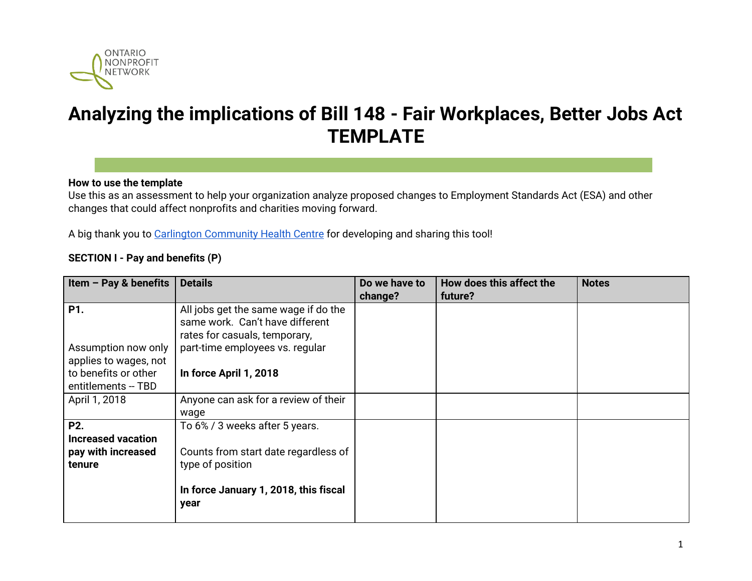ONTARIO NONPROFIT NETWORK

# Analyzing the implications of Bill 148 - Fair Workplaces, Better Jobs Act TEMPLATE

**How to use the template**
Use this as an assessment to help your organization analyze proposed changes to Employment Standards Act (ESA) and other changes that could affect nonprofits and charities moving forward.

A big thank you to [Carlington Community Health Centre] for developing and sharing this tool!

**SECTION I - Pay and benefits (P)**

| Item – Pay & benefits | Details | Do we have to change? | How does this affect the future? | Notes |
|---|---|---|---|---|
| **P1.**<br><br>Assumption now only applies to wages, not to benefits or other entitlements -- TBD | All jobs get the same wage if do the same work. Can't have different rates for casuals, temporary, part-time employees vs. regular<br><br>**In force April 1, 2018** | | | |
| April 1, 2018 | Anyone can ask for a review of their wage | | | |
| **P2.**<br>**Increased vacation pay with increased tenure** | To 6% / 3 weeks after 5 years.<br><br>Counts from start date regardless of type of position<br><br>**In force January 1, 2018, this fiscal year** | | | |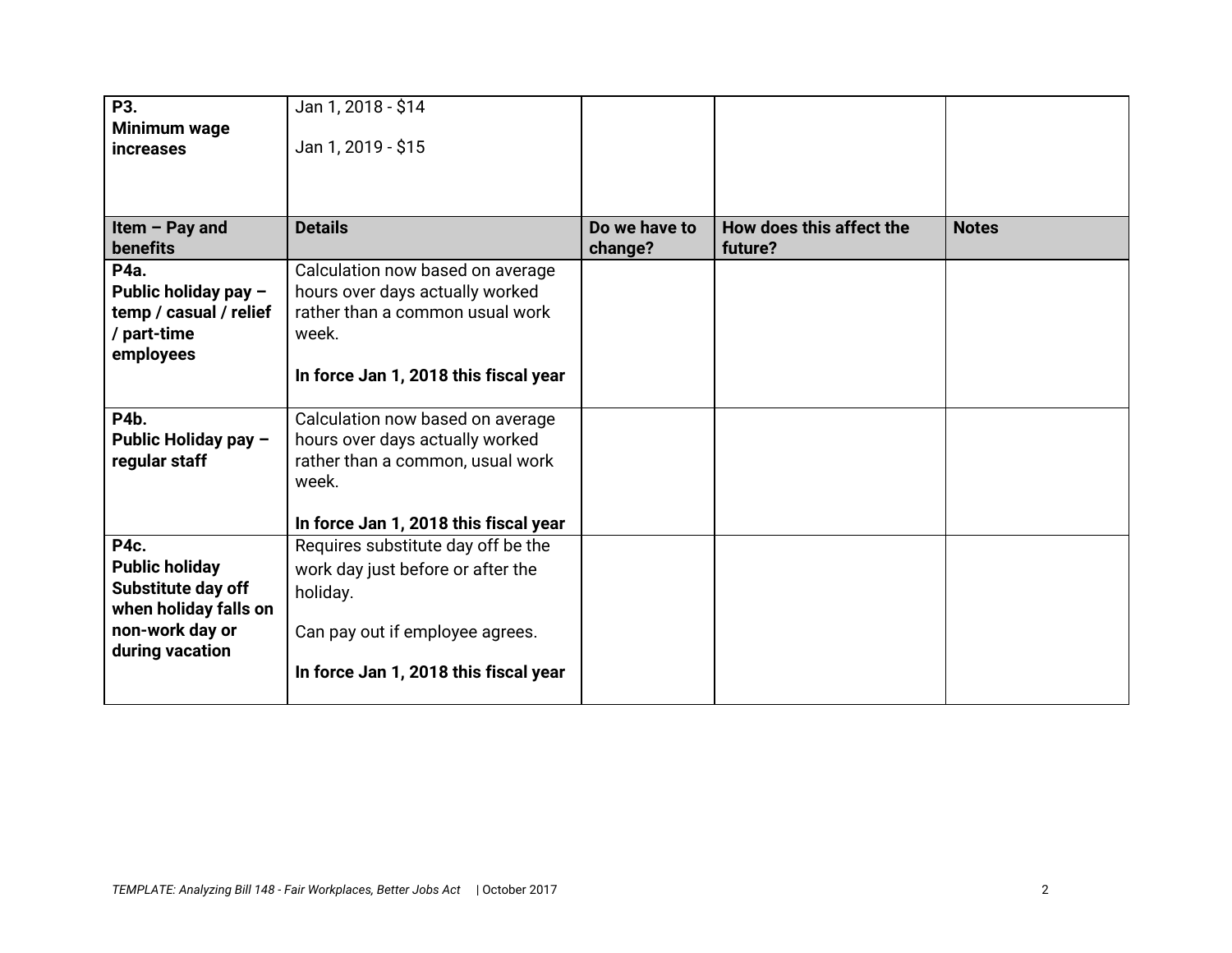| **P3. Minimum wage increases** | Jan 1, 2018 - $14<br><br>Jan 1, 2019 - $15 | | | |
|---|---|---|---|---|
| **Item – Pay and benefits** | **Details** | **Do we have to change?** | **How does this affect the future?** | **Notes** |
| **P4a. Public holiday pay – temp / casual / relief / part-time employees** | Calculation now based on average hours over days actually worked rather than a common usual work week.<br><br>**In force Jan 1, 2018 this fiscal year** | | | |
| **P4b. Public Holiday pay – regular staff** | Calculation now based on average hours over days actually worked rather than a common, usual work week.<br><br>**In force Jan 1, 2018 this fiscal year** | | | |
| **P4c. Public holiday Substitute day off when holiday falls on non-work day or during vacation** | Requires substitute day off be the work day just before or after the holiday.<br><br>Can pay out if employee agrees.<br><br>**In force Jan 1, 2018 this fiscal year** | | | |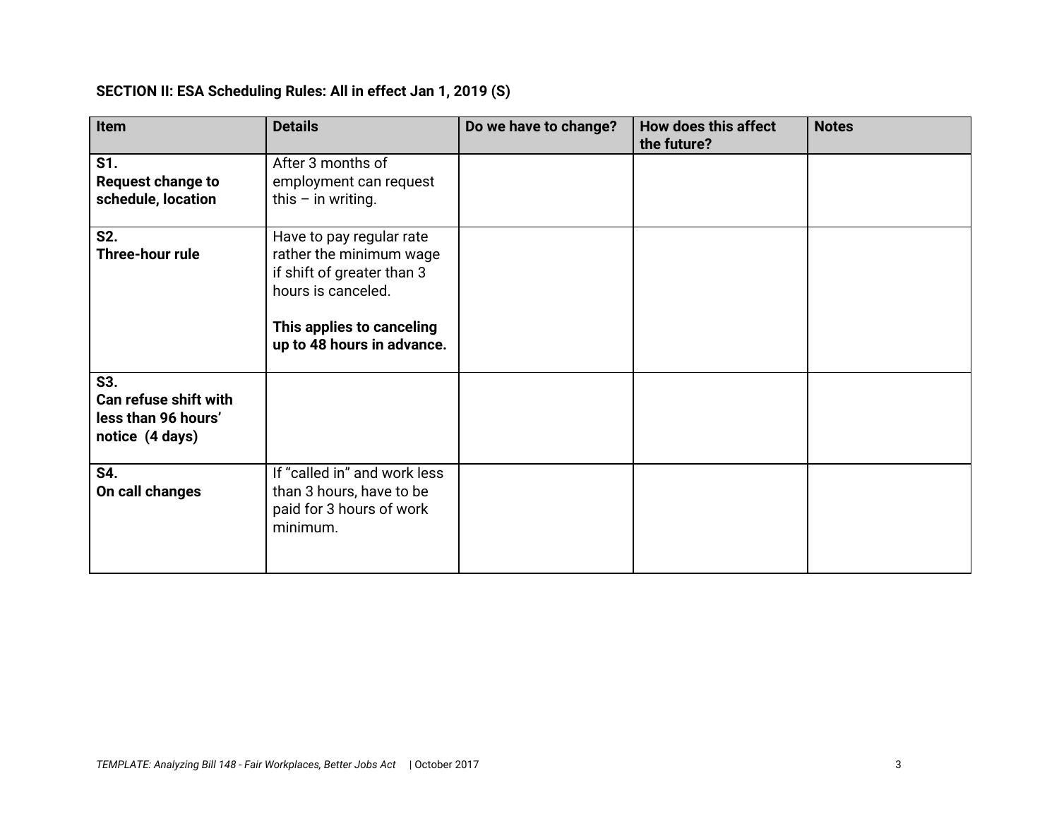**SECTION II: ESA Scheduling Rules: All in effect Jan 1, 2019 (S)**

| Item | Details | Do we have to change? | How does this affect the future? | Notes |
| --- | --- | --- | --- | --- |
| **S1. Request change to schedule, location** | After 3 months of employment can request this – in writing. | | | |
| **S2. Three-hour rule** | Have to pay regular rate rather the minimum wage if shift of greater than 3 hours is canceled.<br><br>**This applies to canceling up to 48 hours in advance.** | | | |
| **S3. Can refuse shift with less than 96 hours' notice (4 days)** | | | | |
| **S4. On call changes** | If "called in" and work less than 3 hours, have to be paid for 3 hours of work minimum. | | | |

*TEMPLATE: Analyzing Bill 148 - Fair Workplaces, Better Jobs Act* | October 2017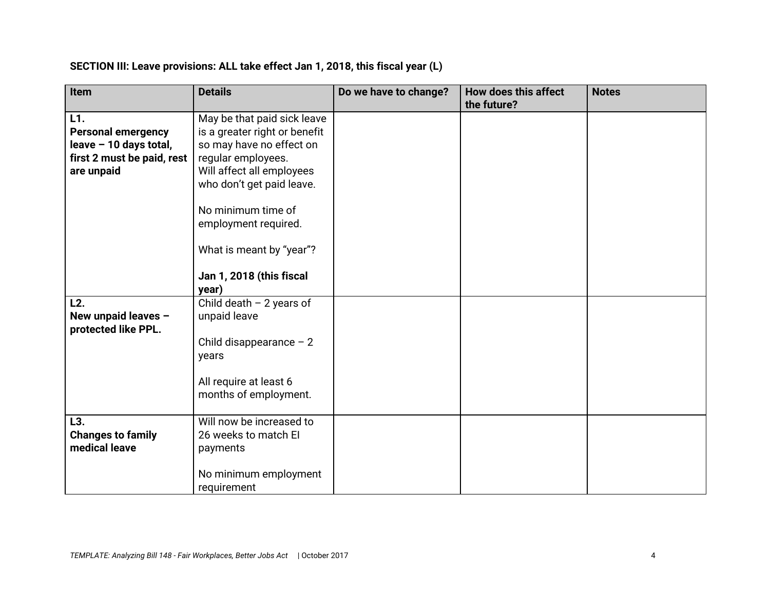**SECTION III: Leave provisions: ALL take effect Jan 1, 2018, this fiscal year (L)**

| Item | Details | Do we have to change? | How does this affect the future? | Notes |
|---|---|---|---|---|
| **L1. Personal emergency leave – 10 days total, first 2 must be paid, rest are unpaid** | May be that paid sick leave is a greater right or benefit so may have no effect on regular employees. Will affect all employees who don't get paid leave.<br><br>No minimum time of employment required.<br><br>What is meant by "year"?<br><br>**Jan 1, 2018 (this fiscal year)** | | | |
| **L2. New unpaid leaves – protected like PPL.** | Child death – 2 years of unpaid leave<br><br>Child disappearance – 2 years<br><br>All require at least 6 months of employment. | | | |
| **L3. Changes to family medical leave** | Will now be increased to 26 weeks to match EI payments<br><br>No minimum employment requirement | | | |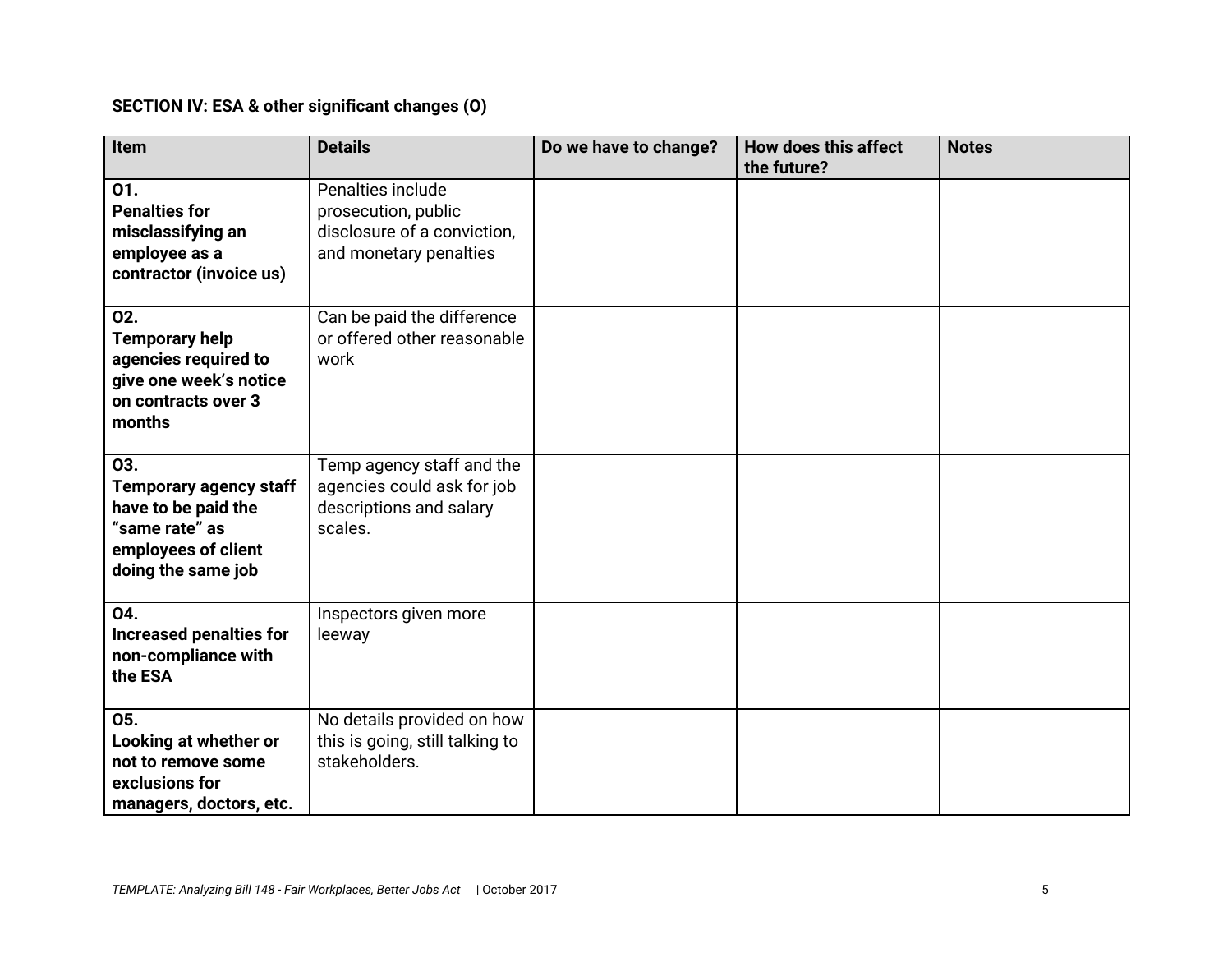**SECTION IV: ESA & other significant changes (O)**

| Item | Details | Do we have to change? | How does this affect the future? | Notes |
|---|---|---|---|---|
| **O1. Penalties for misclassifying an employee as a contractor (invoice us)** | Penalties include prosecution, public disclosure of a conviction, and monetary penalties | | | |
| **O2. Temporary help agencies required to give one week's notice on contracts over 3 months** | Can be paid the difference or offered other reasonable work | | | |
| **O3. Temporary agency staff have to be paid the "same rate" as employees of client doing the same job** | Temp agency staff and the agencies could ask for job descriptions and salary scales. | | | |
| **O4. Increased penalties for non-compliance with the ESA** | Inspectors given more leeway | | | |
| **O5. Looking at whether or not to remove some exclusions for managers, doctors, etc.** | No details provided on how this is going, still talking to stakeholders. | | | |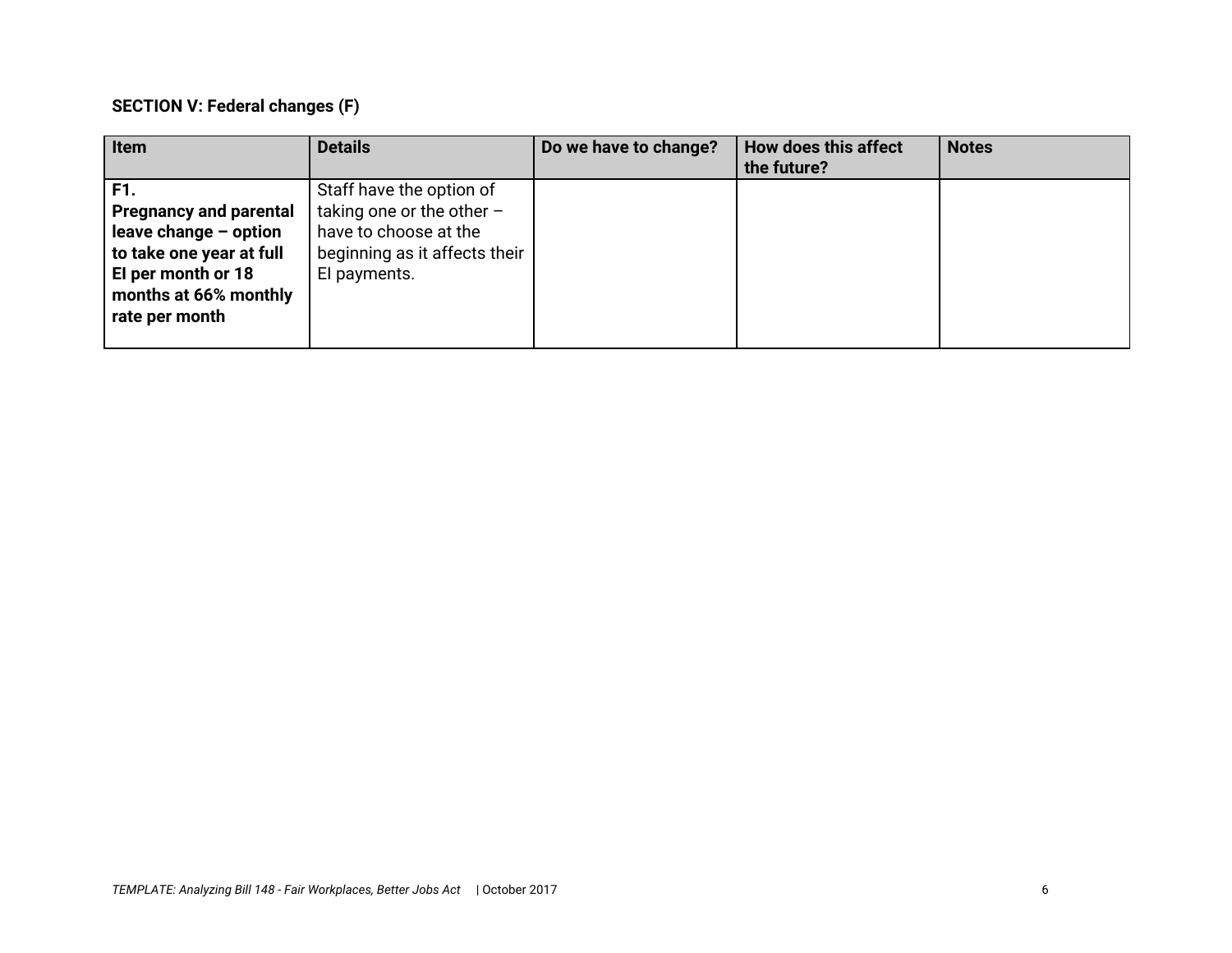**SECTION V: Federal changes (F)**

| Item | Details | Do we have to change? | How does this affect the future? | Notes |
|---|---|---|---|---|
| **F1. Pregnancy and parental leave change – option to take one year at full EI per month or 18 months at 66% monthly rate per month** | Staff have the option of taking one or the other – have to choose at the beginning as it affects their EI payments. | | | |